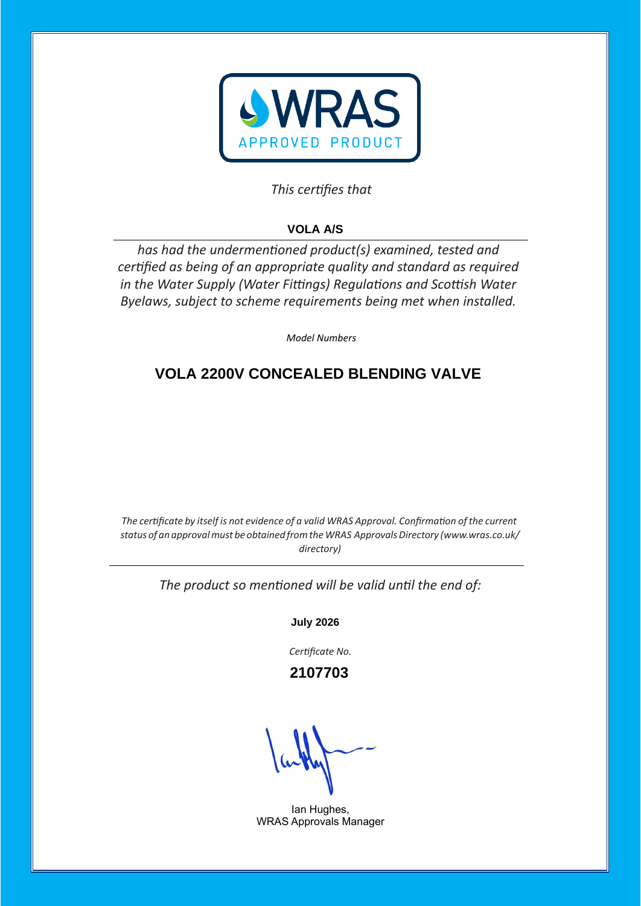WRAS

APPROVED PRODUCT

*This certifies that*

**VOLA A/S**

*has had the undermentioned product(s) examined, tested and certified as being of an appropriate quality and standard as required in the Water Supply (Water Fittings) Regulations and Scottish Water Byelaws, subject to scheme requirements being met when installed.*

*Model Numbers*

## VOLA 2200V CONCEALED BLENDING VALVE

*The certificate by itself is not evidence of a valid WRAS Approval. Confirmation of the current status of an approval must be obtained from the WRAS Approvals Directory (www.wras.co.uk/directory)*

*The product so mentioned will be valid until the end of:*

**July 2026**

*Certificate No.*

**2107703**

Ian Hughes,
WRAS Approvals Manager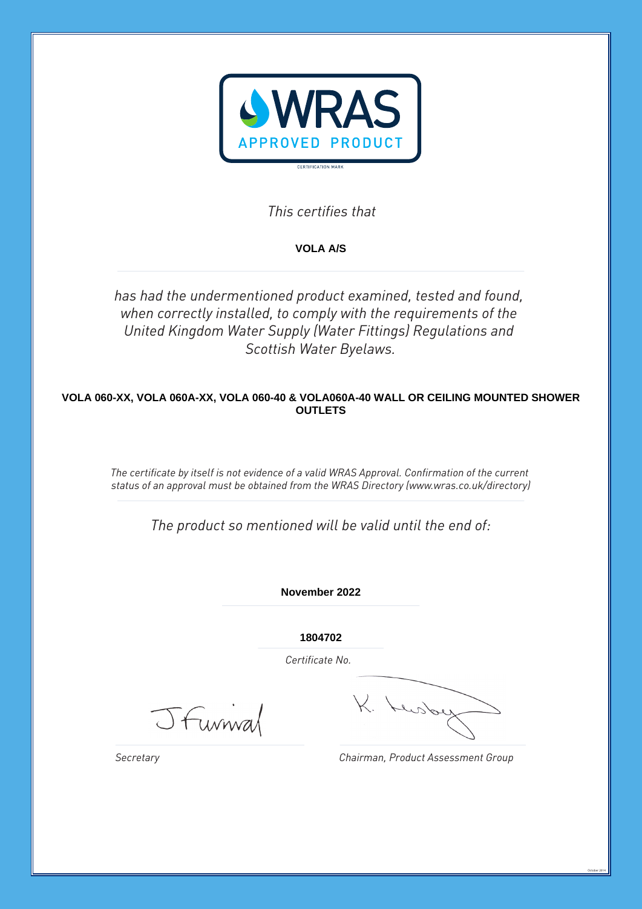WRAS

APPROVED PRODUCT

CERTIFICATION MARK

*This certifies that*

**VOLA A/S**

*has had the undermentioned product examined, tested and found, when correctly installed, to comply with the requirements of the United Kingdom Water Supply (Water Fittings) Regulations and Scottish Water Byelaws.*

**VOLA 060-XX, VOLA 060A-XX, VOLA 060-40 & VOLA060A-40 WALL OR CEILING MOUNTED SHOWER OUTLETS**

*The certificate by itself is not evidence of a valid WRAS Approval. Confirmation of the current status of an approval must be obtained from the WRAS Directory (www.wras.co.uk/directory)*

*The product so mentioned will be valid until the end of:*

**November 2022**

**1804702**

*Certificate No.*

J Furnival

K. Hesby

*Secretary*

*Chairman, Product Assessment Group*

October 2014